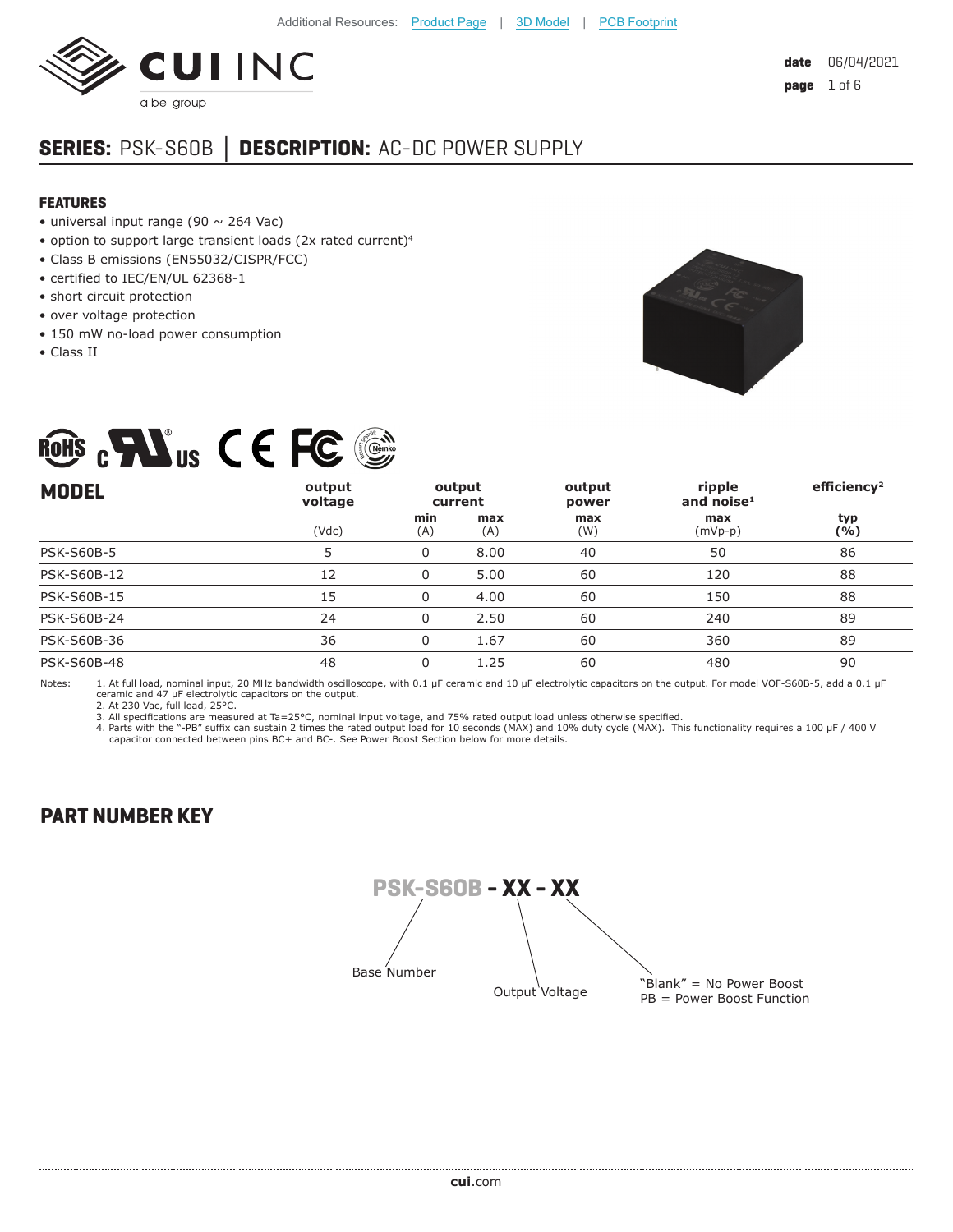Additional Resources: Product Page | 3D Model | PCB Footprint

**CUI INC**
a bel group

**date** 06/04/2021

## SERIES: PSK-S60B │ DESCRIPTION: AC-DC POWER SUPPLY

### FEATURES

- universal input range (90 ~ 264 Vac)
- option to support large transient loads (2x rated current)[4]
- Class B emissions (EN55032/CISPR/FCC)
- certified to IEC/EN/UL 62368-1
- short circuit protection
- over voltage protection
- 150 mW no-load power consumption
- Class II

| MODEL | output voltage | output current | | output power | ripple and noise[1] | efficiency[2] |
|---|---|---|---|---|---|---|
| | (Vdc) | min (A) | max (A) | max (W) | max (mVp-p) | typ (%) |
| PSK-S60B-5 | 5 | 0 | 8.00 | 40 | 50 | 86 |
| PSK-S60B-12 | 12 | 0 | 5.00 | 60 | 120 | 88 |
| PSK-S60B-15 | 15 | 0 | 4.00 | 60 | 150 | 88 |
| PSK-S60B-24 | 24 | 0 | 2.50 | 60 | 240 | 89 |
| PSK-S60B-36 | 36 | 0 | 1.67 | 60 | 360 | 89 |
| PSK-S60B-48 | 48 | 0 | 1.25 | 60 | 480 | 90 |

Notes:
1. At full load, nominal input, 20 MHz bandwidth oscilloscope, with 0.1 µF ceramic and 10 µF electrolytic capacitors on the output. For model VOF-S60B-5, add a 0.1 µF ceramic and 47 µF electrolytic capacitors on the output.
2. At 230 Vac, full load, 25°C.
3. All specifications are measured at Ta=25°C, nominal input voltage, and 75% rated output load unless otherwise specified.
4. Parts with the "-PB" suffix can sustain 2 times the rated output load for 10 seconds (MAX) and 10% duty cycle (MAX). This functionality requires a 100 µF / 400 V capacitor connected between pins BC+ and BC-. See Power Boost Section below for more details.

### PART NUMBER KEY

**PSK-S60B - XX - XX**

- PSK-S60B: Base Number
- XX: Output Voltage
- XX: "Blank" = No Power Boost; PB = Power Boost Function

**cui**.com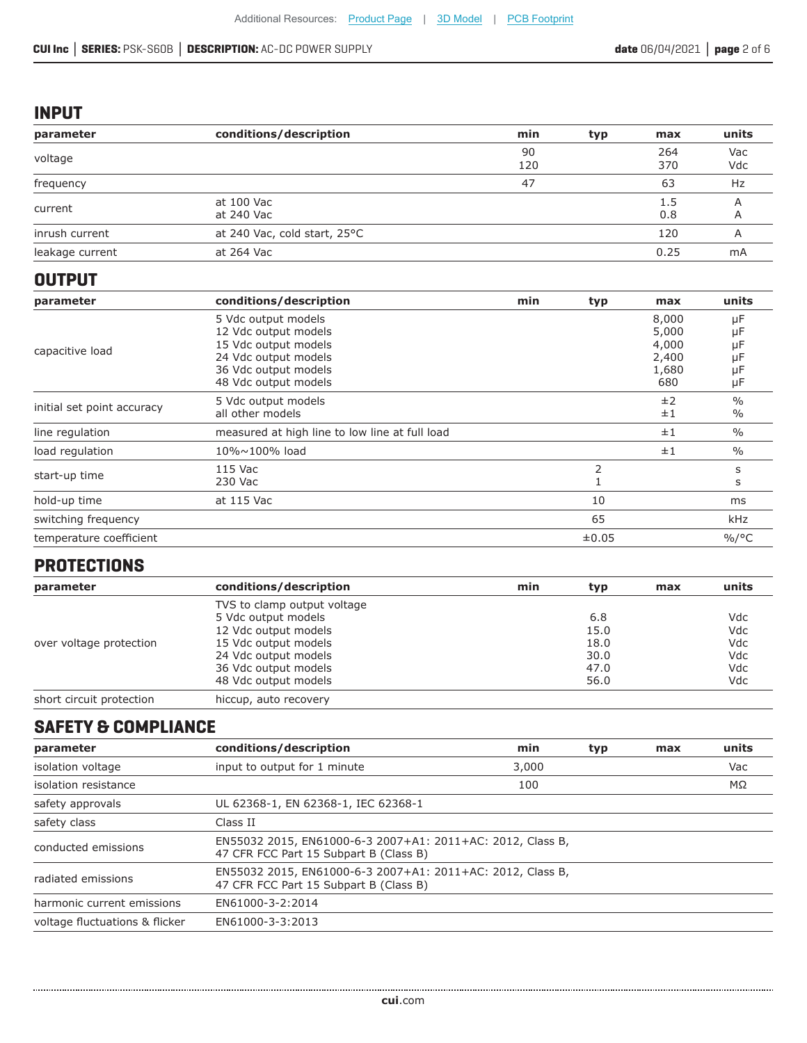## INPUT

| parameter | conditions/description | min | typ | max | units |
|---|---|---|---|---|---|
| voltage | | 90<br>120 | | 264<br>370 | Vac<br>Vdc |
| frequency | | 47 | | 63 | Hz |
| current | at 100 Vac<br>at 240 Vac | | | 1.5<br>0.8 | A<br>A |
| inrush current | at 240 Vac, cold start, 25°C | | | 120 | A |
| leakage current | at 264 Vac | | | 0.25 | mA |

## OUTPUT

| parameter | conditions/description | min | typ | max | units |
|---|---|---|---|---|---|
| capacitive load | 5 Vdc output models<br>12 Vdc output models<br>15 Vdc output models<br>24 Vdc output models<br>36 Vdc output models<br>48 Vdc output models | | | 8,000<br>5,000<br>4,000<br>2,400<br>1,680<br>680 | μF<br>μF<br>μF<br>μF<br>μF<br>μF |
| initial set point accuracy | 5 Vdc output models<br>all other models | | | ±2<br>±1 | %<br>% |
| line regulation | measured at high line to low line at full load | | | ±1 | % |
| load regulation | 10%~100% load | | | ±1 | % |
| start-up time | 115 Vac<br>230 Vac | | 2<br>1 | | s<br>s |
| hold-up time | at 115 Vac | | 10 | | ms |
| switching frequency | | | 65 | | kHz |
| temperature coefficient | | | ±0.05 | | %/°C |

## PROTECTIONS

| parameter | conditions/description | min | typ | max | units |
|---|---|---|---|---|---|
| over voltage protection | TVS to clamp output voltage<br>5 Vdc output models<br>12 Vdc output models<br>15 Vdc output models<br>24 Vdc output models<br>36 Vdc output models<br>48 Vdc output models | | <br>6.8<br>15.0<br>18.0<br>30.0<br>47.0<br>56.0 | | <br>Vdc<br>Vdc<br>Vdc<br>Vdc<br>Vdc<br>Vdc |
| short circuit protection | hiccup, auto recovery | | | | |

## SAFETY & COMPLIANCE

| parameter | conditions/description | min | typ | max | units |
|---|---|---|---|---|---|
| isolation voltage | input to output for 1 minute | 3,000 | | | Vac |
| isolation resistance | | 100 | | | MΩ |
| safety approvals | UL 62368-1, EN 62368-1, IEC 62368-1 | | | | |
| safety class | Class II | | | | |
| conducted emissions | EN55032 2015, EN61000-6-3 2007+A1: 2011+AC: 2012, Class B,<br>47 CFR FCC Part 15 Subpart B (Class B) | | | | |
| radiated emissions | EN55032 2015, EN61000-6-3 2007+A1: 2011+AC: 2012, Class B,<br>47 CFR FCC Part 15 Subpart B (Class B) | | | | |
| harmonic current emissions | EN61000-3-2:2014 | | | | |
| voltage fluctuations & flicker | EN61000-3-3:2013 | | | | |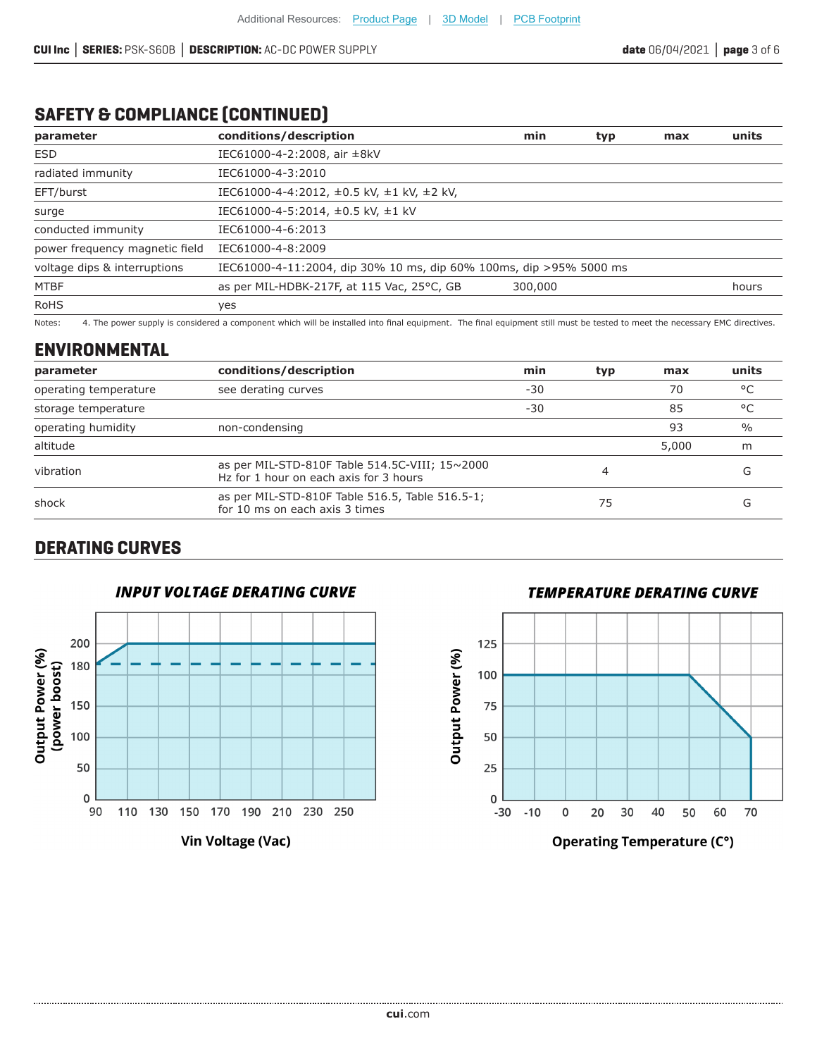## SAFETY & COMPLIANCE (CONTINUED)

| parameter | conditions/description | min | typ | max | units |
|---|---|---|---|---|---|
| ESD | IEC61000-4-2:2008, air ±8kV | | | | |
| radiated immunity | IEC61000-4-3:2010 | | | | |
| EFT/burst | IEC61000-4-4:2012, ±0.5 kV, ±1 kV, ±2 kV, | | | | |
| surge | IEC61000-4-5:2014, ±0.5 kV, ±1 kV | | | | |
| conducted immunity | IEC61000-4-6:2013 | | | | |
| power frequency magnetic field | IEC61000-4-8:2009 | | | | |
| voltage dips & interruptions | IEC61000-4-11:2004, dip 30% 10 ms, dip 60% 100ms, dip >95% 5000 ms | | | | |
| MTBF | as per MIL-HDBK-217F, at 115 Vac, 25°C, GB | 300,000 | | | hours |
| RoHS | yes | | | | |

Notes: 4. The power supply is considered a component which will be installed into final equipment. The final equipment still must be tested to meet the necessary EMC directives.

## ENVIRONMENTAL

| parameter | conditions/description | min | typ | max | units |
|---|---|---|---|---|---|
| operating temperature | see derating curves | -30 | | 70 | °C |
| storage temperature | | -30 | | 85 | °C |
| operating humidity | non-condensing | | | 93 | % |
| altitude | | | | 5,000 | m |
| vibration | as per MIL-STD-810F Table 514.5C-VIII; 15~2000 Hz for 1 hour on each axis for 3 hours | | 4 | | G |
| shock | as per MIL-STD-810F Table 516.5, Table 516.5-1; for 10 ms on each axis 3 times | | 75 | | G |

## DERATING CURVES

### INPUT VOLTAGE DERATING CURVE

Output Power (%) (power boost)

Vin Voltage (Vac)

### TEMPERATURE DERATING CURVE

Output Power (%)

Operating Temperature (C°)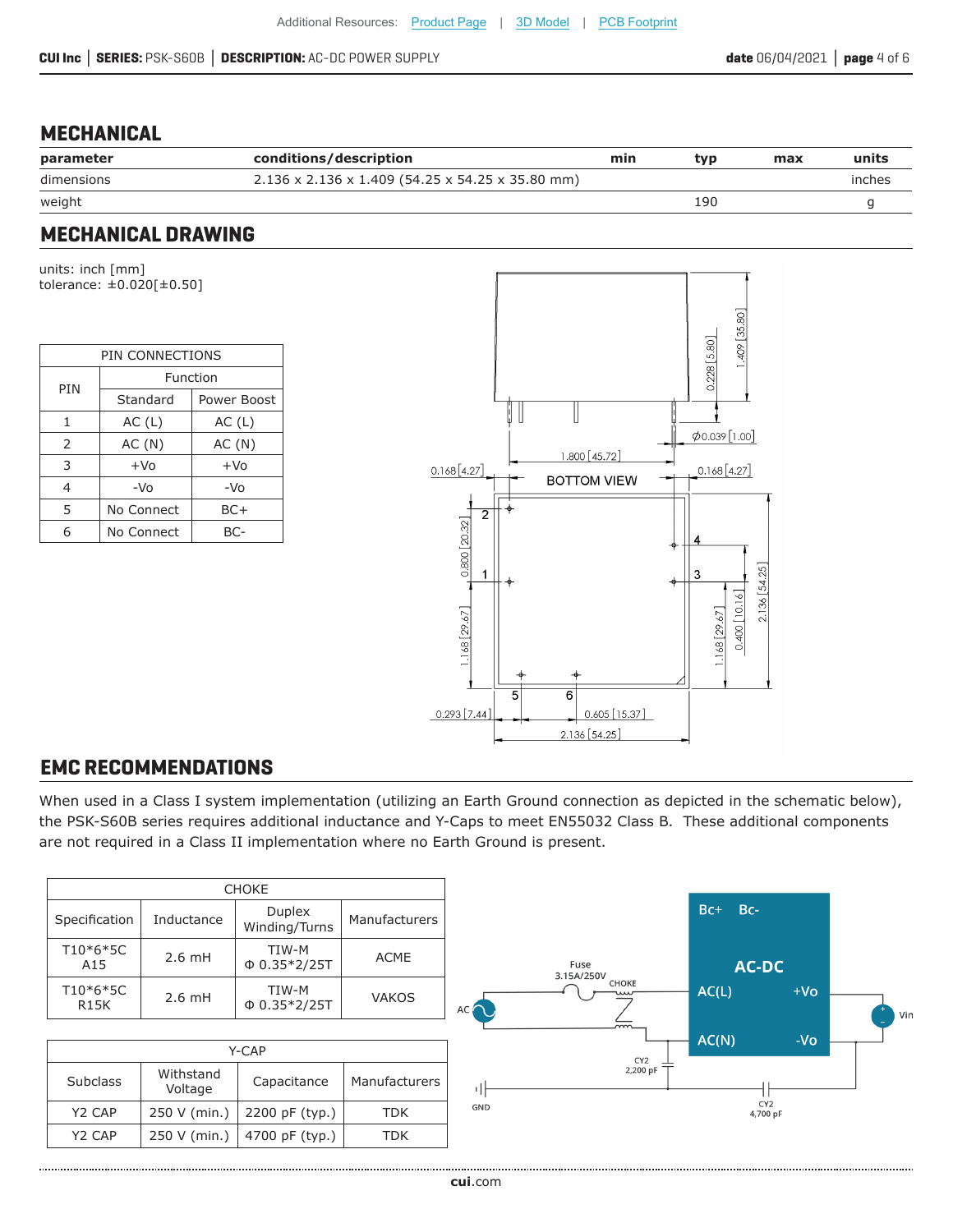## MECHANICAL

| parameter | conditions/description | min | typ | max | units |
|---|---|---|---|---|---|
| dimensions | 2.136 x 2.136 x 1.409 (54.25 x 54.25 x 35.80 mm) | | | | inches |
| weight | | | 190 | | g |

## MECHANICAL DRAWING

units: inch [mm]
tolerance: ±0.020[±0.50]

| PIN | Function | |
|---|---|---|
| | Standard | Power Boost |
| 1 | AC (L) | AC (L) |
| 2 | AC (N) | AC (N) |
| 3 | +Vo | +Vo |
| 4 | -Vo | -Vo |
| 5 | No Connect | BC+ |
| 6 | No Connect | BC- |

## EMC RECOMMENDATIONS

When used in a Class I system implementation (utilizing an Earth Ground connection as depicted in the schematic below), the PSK-S60B series requires additional inductance and Y-Caps to meet EN55032 Class B. These additional components are not required in a Class II implementation where no Earth Ground is present.

| CHOKE | | | |
|---|---|---|---|
| Specification | Inductance | Duplex Winding/Turns | Manufacturers |
| T10*6*5C A15 | 2.6 mH | TIW-M Φ 0.35*2/25T | ACME |
| T10*6*5C R15K | 2.6 mH | TIW-M Φ 0.35*2/25T | VAKOS |

| Y-CAP | | | |
|---|---|---|---|
| Subclass | Withstand Voltage | Capacitance | Manufacturers |
| Y2 CAP | 250 V (min.) | 2200 pF (typ.) | TDK |
| Y2 CAP | 250 V (min.) | 4700 pF (typ.) | TDK |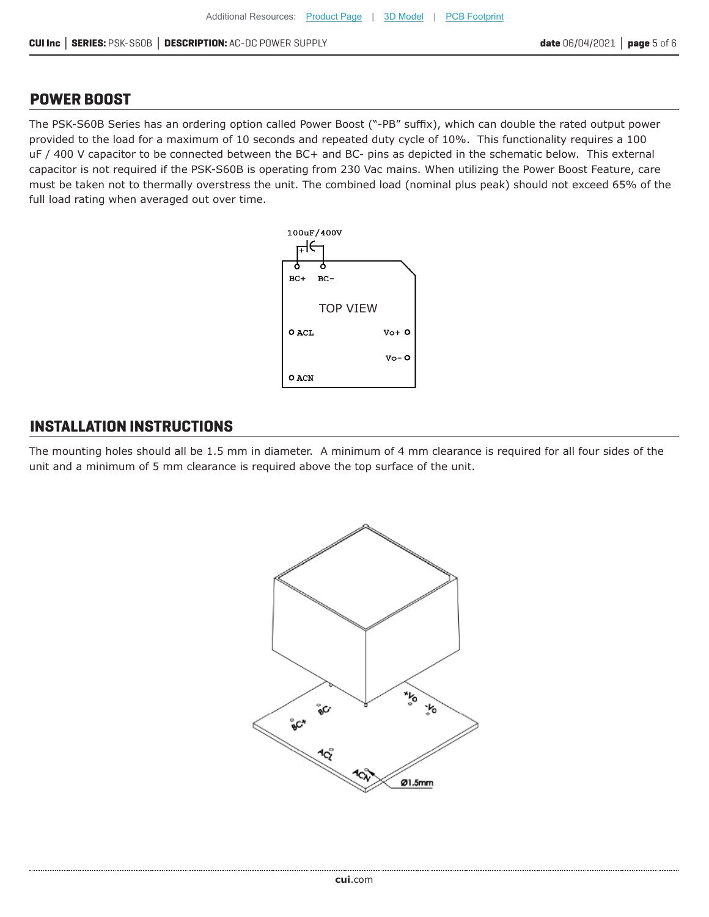## POWER BOOST

The PSK-S60B Series has an ordering option called Power Boost ("-PB" suffix), which can double the rated output power provided to the load for a maximum of 10 seconds and repeated duty cycle of 10%. This functionality requires a 100 uF / 400 V capacitor to be connected between the BC+ and BC- pins as depicted in the schematic below. This external capacitor is not required if the PSK-S60B is operating from 230 Vac mains. When utilizing the Power Boost Feature, care must be taken not to thermally overstress the unit. The combined load (nominal plus peak) should not exceed 65% of the full load rating when averaged out over time.

## INSTALLATION INSTRUCTIONS

The mounting holes should all be 1.5 mm in diameter. A minimum of 4 mm clearance is required for all four sides of the unit and a minimum of 5 mm clearance is required above the top surface of the unit.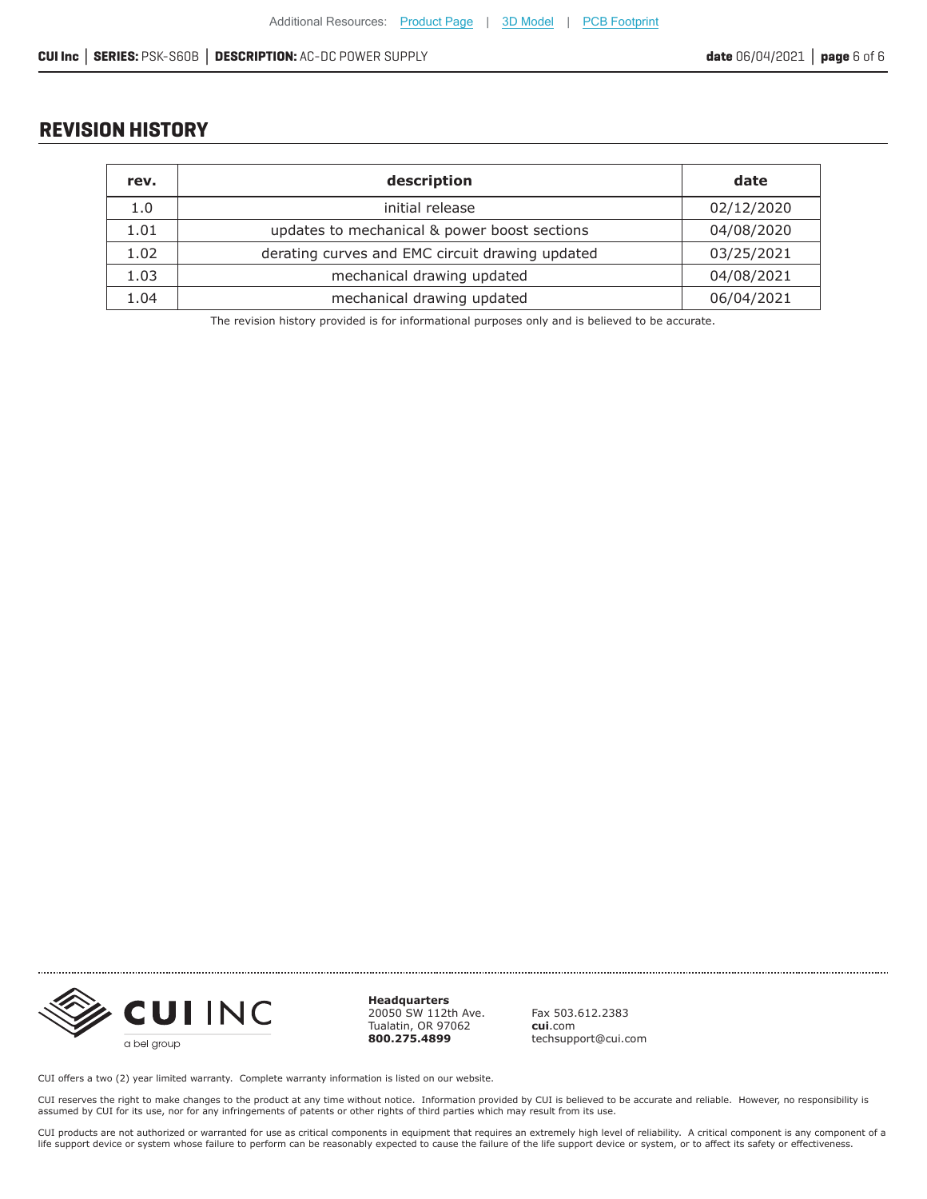## REVISION HISTORY

| rev. | description | date |
| --- | --- | --- |
| 1.0 | initial release | 02/12/2020 |
| 1.01 | updates to mechanical & power boost sections | 04/08/2020 |
| 1.02 | derating curves and EMC circuit drawing updated | 03/25/2021 |
| 1.03 | mechanical drawing updated | 04/08/2021 |
| 1.04 | mechanical drawing updated | 06/04/2021 |

The revision history provided is for informational purposes only and is believed to be accurate.

**Headquarters**
20050 SW 112th Ave.
Tualatin, OR 97062
**800.275.4899**

Fax 503.612.2383
**cui**.com
techsupport@cui.com

CUI offers a two (2) year limited warranty. Complete warranty information is listed on our website.

CUI reserves the right to make changes to the product at any time without notice. Information provided by CUI is believed to be accurate and reliable. However, no responsibility is assumed by CUI for its use, nor for any infringements of patents or other rights of third parties which may result from its use.

CUI products are not authorized or warranted for use as critical components in equipment that requires an extremely high level of reliability. A critical component is any component of a life support device or system whose failure to perform can be reasonably expected to cause the failure of the life support device or system, or to affect its safety or effectiveness.